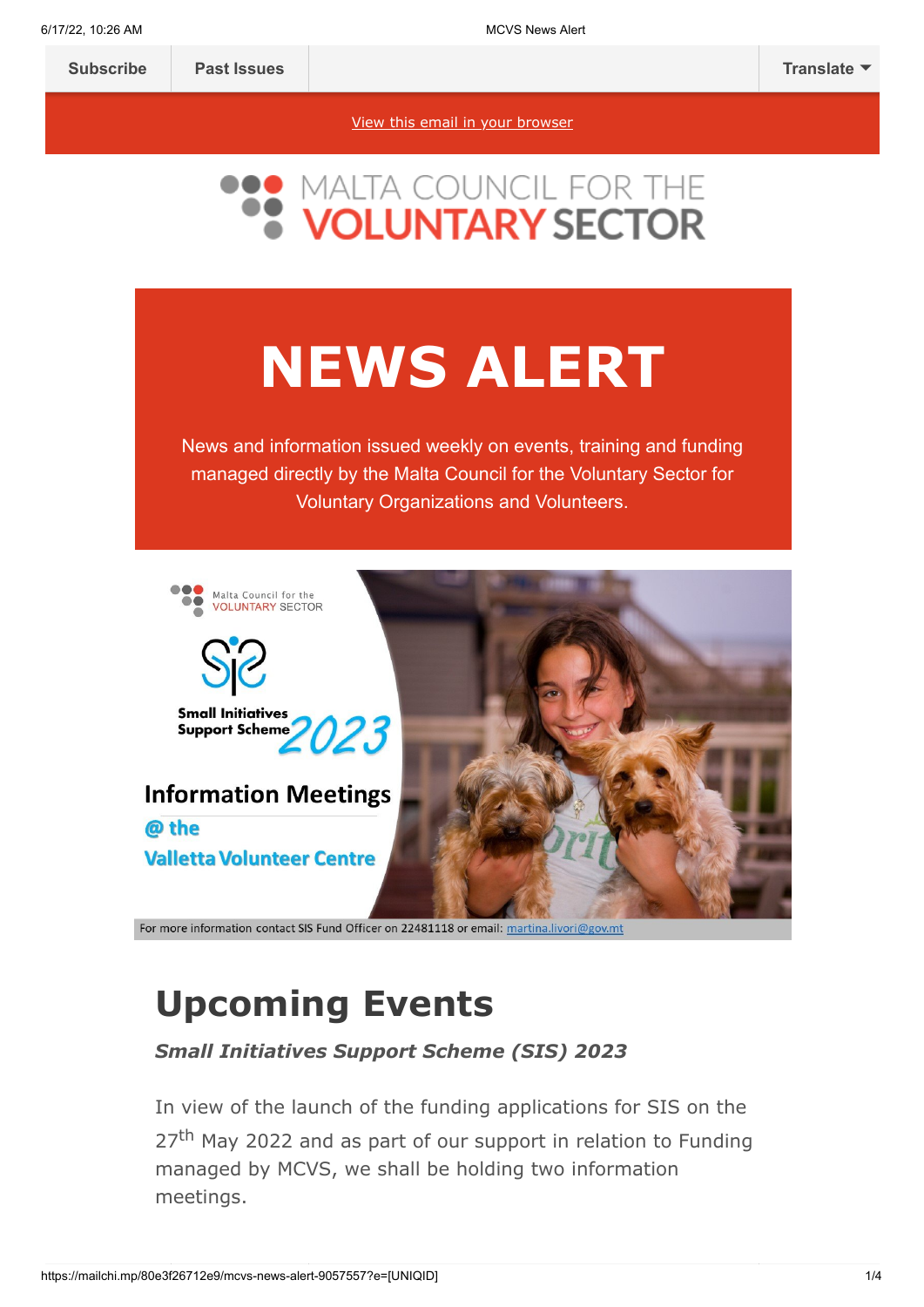Subscribe | Past Issues | Translate

View this email in your browser

MALTA COUNCIL FOR THE VOLUNTARY SECTOR

# NEWS ALERT

News and information issued weekly on events, training and funding managed directly by the Malta Council for the Voluntary Sector for Voluntary Organizations and Volunteers.

Malta Council for the VOLUNTARY SECTOR

Small Initiatives Support Scheme 2023

Information Meetings @ the Valletta Volunteer Centre

For more information contact SIS Fund Officer on 22481118 or email: martina.livori@gov.mt

# Upcoming Events

***Small Initiatives Support Scheme (SIS) 2023***

In view of the launch of the funding applications for SIS on the 27th May 2022 and as part of our support in relation to Funding managed by MCVS, we shall be holding two information meetings.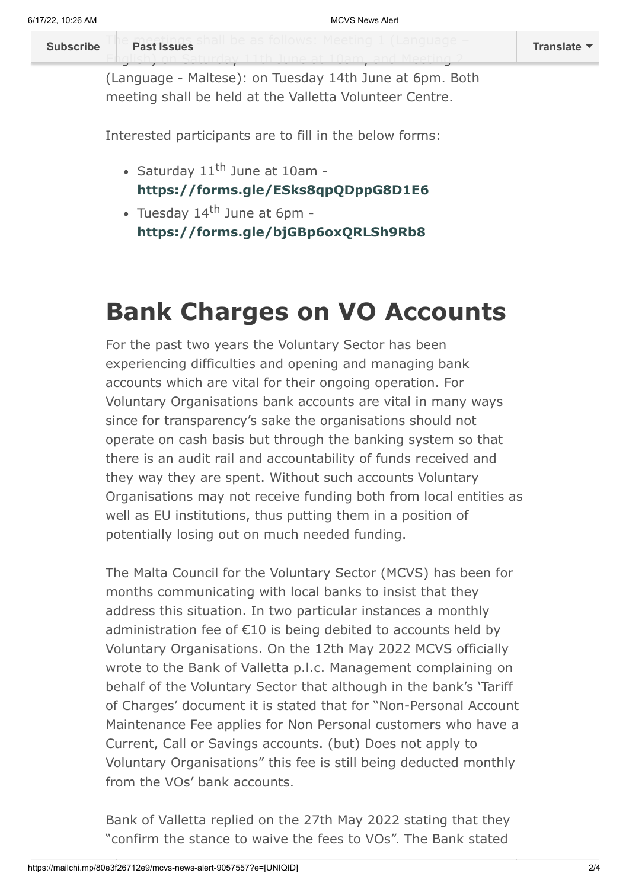The meetings shall be as follows: Meeting 1 (Language – English) on Saturday, 11th June at 10am, and Meeting 2 (Language - Maltese): on Tuesday 14th June at 6pm. Both meeting shall be held at the Valletta Volunteer Centre.

Interested participants are to fill in the below forms:

- Saturday 11th June at 10am - **https://forms.gle/ESks8qpQDppG8D1E6**
- Tuesday 14th June at 6pm - **https://forms.gle/bjGBp6oxQRLSh9Rb8**

# Bank Charges on VO Accounts

For the past two years the Voluntary Sector has been experiencing difficulties and opening and managing bank accounts which are vital for their ongoing operation. For Voluntary Organisations bank accounts are vital in many ways since for transparency's sake the organisations should not operate on cash basis but through the banking system so that there is an audit rail and accountability of funds received and they way they are spent. Without such accounts Voluntary Organisations may not receive funding both from local entities as well as EU institutions, thus putting them in a position of potentially losing out on much needed funding.

The Malta Council for the Voluntary Sector (MCVS) has been for months communicating with local banks to insist that they address this situation. In two particular instances a monthly administration fee of €10 is being debited to accounts held by Voluntary Organisations. On the 12th May 2022 MCVS officially wrote to the Bank of Valletta p.l.c. Management complaining on behalf of the Voluntary Sector that although in the bank's 'Tariff of Charges' document it is stated that for "Non-Personal Account Maintenance Fee applies for Non Personal customers who have a Current, Call or Savings accounts. (but) Does not apply to Voluntary Organisations" this fee is still being deducted monthly from the VOs' bank accounts.

Bank of Valletta replied on the 27th May 2022 stating that they "confirm the stance to waive the fees to VOs". The Bank stated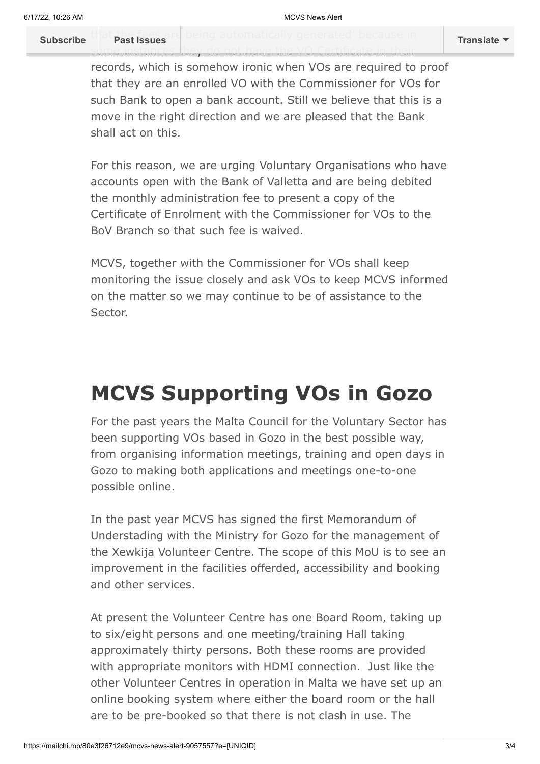that the fees are being automatically generated' because in some instances they do not have the VO Certificate in their records, which is somehow ironic when VOs are required to proof that they are an enrolled VO with the Commissioner for VOs for such Bank to open a bank account. Still we believe that this is a move in the right direction and we are pleased that the Bank shall act on this.

For this reason, we are urging Voluntary Organisations who have accounts open with the Bank of Valletta and are being debited the monthly administration fee to present a copy of the Certificate of Enrolment with the Commissioner for VOs to the BoV Branch so that such fee is waived.

MCVS, together with the Commissioner for VOs shall keep monitoring the issue closely and ask VOs to keep MCVS informed on the matter so we may continue to be of assistance to the Sector.

# MCVS Supporting VOs in Gozo

For the past years the Malta Council for the Voluntary Sector has been supporting VOs based in Gozo in the best possible way, from organising information meetings, training and open days in Gozo to making both applications and meetings one-to-one possible online.

In the past year MCVS has signed the first Memorandum of Understading with the Ministry for Gozo for the management of the Xewkija Volunteer Centre. The scope of this MoU is to see an improvement in the facilities offerded, accessibility and booking and other services.

At present the Volunteer Centre has one Board Room, taking up to six/eight persons and one meeting/training Hall taking approximately thirty persons. Both these rooms are provided with appropriate monitors with HDMI connection. Just like the other Volunteer Centres in operation in Malta we have set up an online booking system where either the board room or the hall are to be pre-booked so that there is not clash in use. The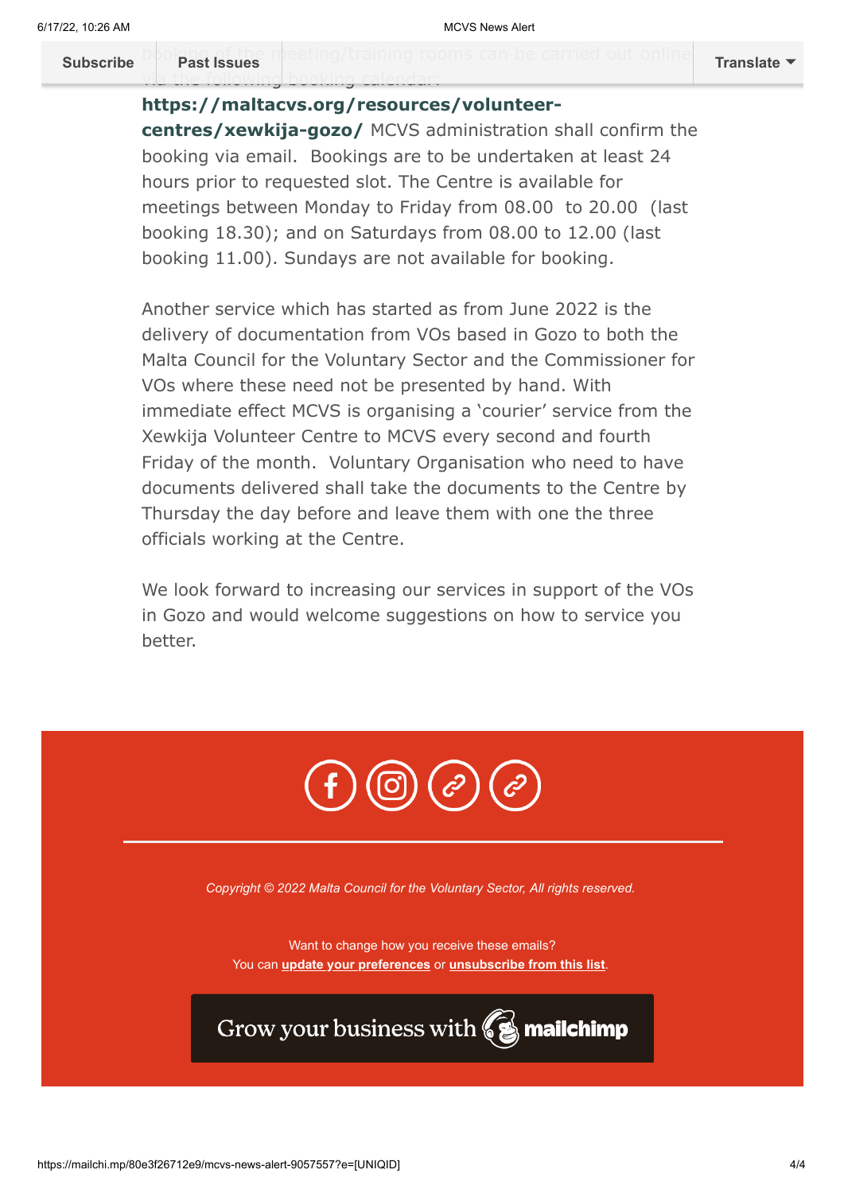booking of the meeting/training rooms can be carried out online via the following booking calendar: **https://maltacvs.org/resources/volunteer-centres/xewkija-gozo/** MCVS administration shall confirm the booking via email. Bookings are to be undertaken at least 24 hours prior to requested slot. The Centre is available for meetings between Monday to Friday from 08.00 to 20.00 (last booking 18.30); and on Saturdays from 08.00 to 12.00 (last booking 11.00). Sundays are not available for booking.

Another service which has started as from June 2022 is the delivery of documentation from VOs based in Gozo to both the Malta Council for the Voluntary Sector and the Commissioner for VOs where these need not be presented by hand. With immediate effect MCVS is organising a 'courier' service from the Xewkija Volunteer Centre to MCVS every second and fourth Friday of the month. Voluntary Organisation who need to have documents delivered shall take the documents to the Centre by Thursday the day before and leave them with one the three officials working at the Centre.

We look forward to increasing our services in support of the VOs in Gozo and would welcome suggestions on how to service you better.

*Copyright © 2022 Malta Council for the Voluntary Sector, All rights reserved.*

Want to change how you receive these emails?
You can **update your preferences** or **unsubscribe from this list**.

Grow your business with mailchimp